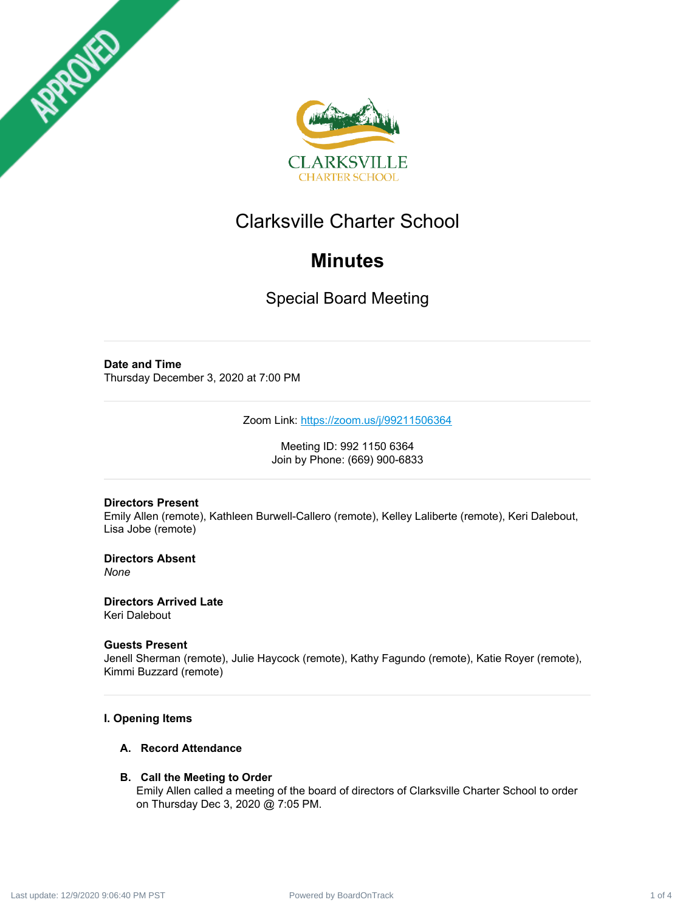# Clarksville Charter School

## Minutes

### Special Board Meeting

**Date and Time**
Thursday December 3, 2020 at 7:00 PM

Zoom Link: https://zoom.us/j/99211506364

Meeting ID: 992 1150 6364
Join by Phone: (669) 900-6833

**Directors Present**
Emily Allen (remote), Kathleen Burwell-Callero (remote), Kelley Laliberte (remote), Keri Dalebout, Lisa Jobe (remote)

**Directors Absent**
*None*

**Directors Arrived Late**
Keri Dalebout

**Guests Present**
Jenell Sherman (remote), Julie Haycock (remote), Kathy Fagundo (remote), Katie Royer (remote), Kimmi Buzzard (remote)

**I. Opening Items**

**A. Record Attendance**

**B. Call the Meeting to Order**
Emily Allen called a meeting of the board of directors of Clarksville Charter School to order on Thursday Dec 3, 2020 @ 7:05 PM.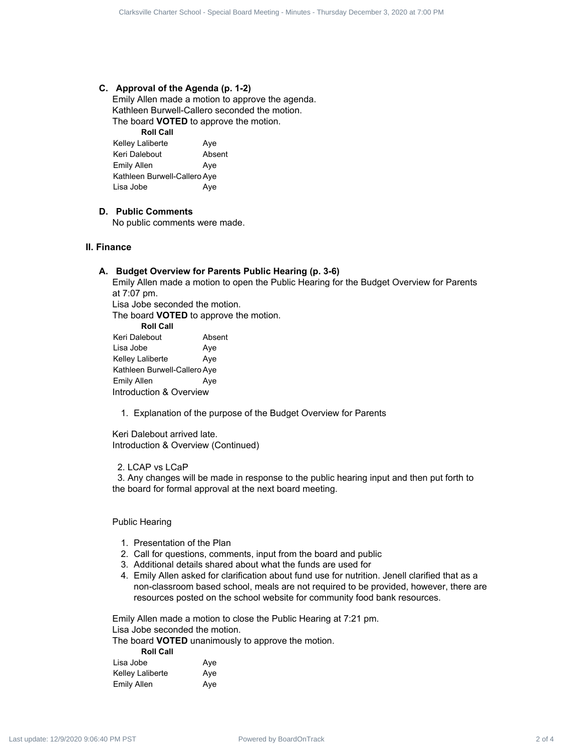### C. Approval of the Agenda (p. 1-2)

Emily Allen made a motion to approve the agenda.
Kathleen Burwell-Callero seconded the motion.
The board **VOTED** to approve the motion.

| Roll Call | |
|---|---|
| Kelley Laliberte | Aye |
| Keri Dalebout | Absent |
| Emily Allen | Aye |
| Kathleen Burwell-Callero | Aye |
| Lisa Jobe | Aye |

### D. Public Comments

No public comments were made.

## II. Finance

### A. Budget Overview for Parents Public Hearing (p. 3-6)

Emily Allen made a motion to open the Public Hearing for the Budget Overview for Parents at 7:07 pm.
Lisa Jobe seconded the motion.
The board **VOTED** to approve the motion.

| Roll Call | |
|---|---|
| Keri Dalebout | Absent |
| Lisa Jobe | Aye |
| Kelley Laliberte | Aye |
| Kathleen Burwell-Callero | Aye |
| Emily Allen | Aye |

Introduction & Overview

1. Explanation of the purpose of the Budget Overview for Parents

Keri Dalebout arrived late.
Introduction & Overview (Continued)

2. LCAP vs LCaP
3. Any changes will be made in response to the public hearing input and then put forth to the board for formal approval at the next board meeting.

Public Hearing

1. Presentation of the Plan
2. Call for questions, comments, input from the board and public
3. Additional details shared about what the funds are used for
4. Emily Allen asked for clarification about fund use for nutrition. Jenell clarified that as a non-classroom based school, meals are not required to be provided, however, there are resources posted on the school website for community food bank resources.

Emily Allen made a motion to close the Public Hearing at 7:21 pm.
Lisa Jobe seconded the motion.
The board **VOTED** unanimously to approve the motion.

| Roll Call | |
|---|---|
| Lisa Jobe | Aye |
| Kelley Laliberte | Aye |
| Emily Allen | Aye |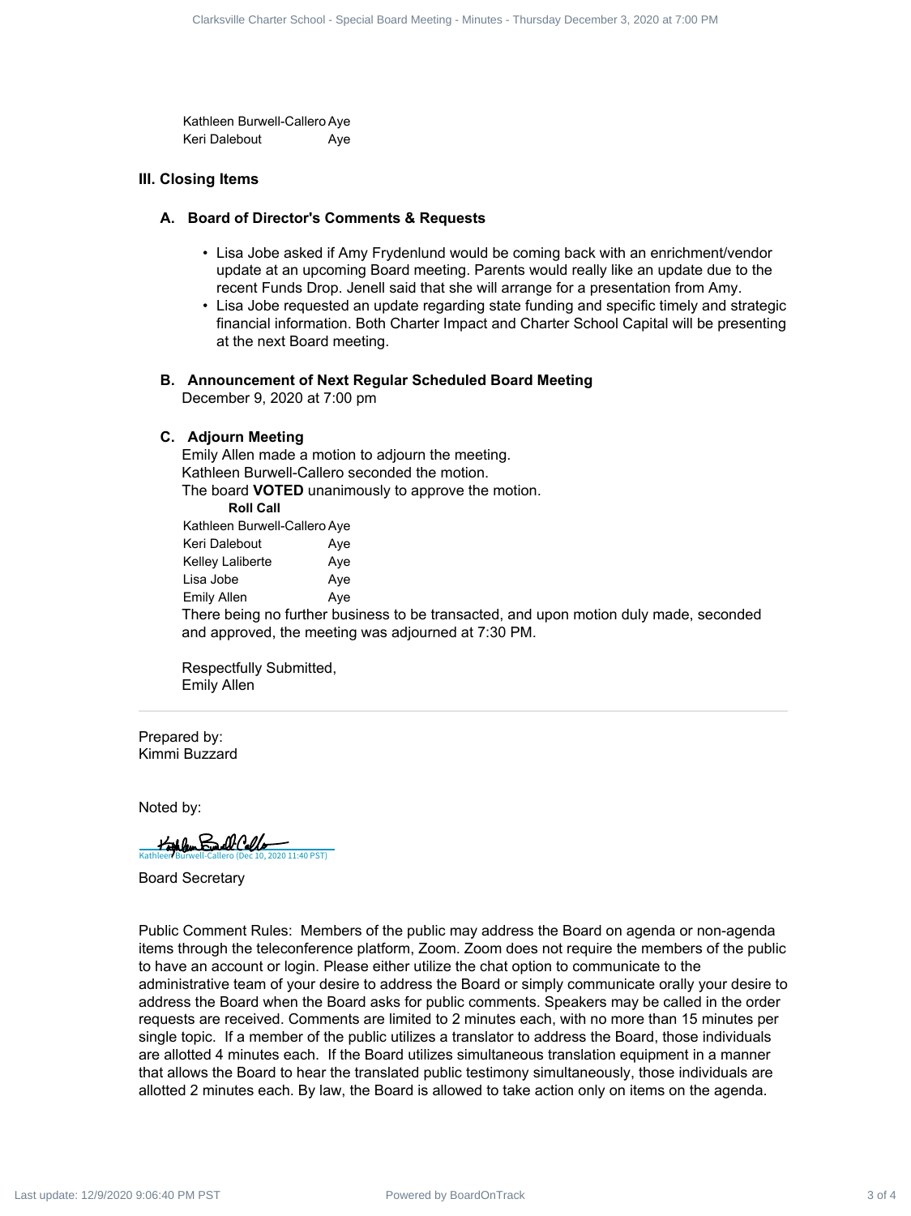| | |
|---|---|
| Kathleen Burwell-Callero | Aye |
| Keri Dalebout | Aye |

## III. Closing Items

### A. Board of Director's Comments & Requests

- Lisa Jobe asked if Amy Frydenlund would be coming back with an enrichment/vendor update at an upcoming Board meeting. Parents would really like an update due to the recent Funds Drop. Jenell said that she will arrange for a presentation from Amy.
- Lisa Jobe requested an update regarding state funding and specific timely and strategic financial information. Both Charter Impact and Charter School Capital will be presenting at the next Board meeting.

### B. Announcement of Next Regular Scheduled Board Meeting

December 9, 2020 at 7:00 pm

### C. Adjourn Meeting

Emily Allen made a motion to adjourn the meeting.
Kathleen Burwell-Callero seconded the motion.
The board **VOTED** unanimously to approve the motion.

**Roll Call**

| | |
|---|---|
| Kathleen Burwell-Callero | Aye |
| Keri Dalebout | Aye |
| Kelley Laliberte | Aye |
| Lisa Jobe | Aye |
| Emily Allen | Aye |

There being no further business to be transacted, and upon motion duly made, seconded and approved, the meeting was adjourned at 7:30 PM.

Respectfully Submitted,
Emily Allen

---

Prepared by:
Kimmi Buzzard

Noted by:

Kathleen Burwell-Callero (Dec 10, 2020 11:40 PST)

Board Secretary

Public Comment Rules: Members of the public may address the Board on agenda or non-agenda items through the teleconference platform, Zoom. Zoom does not require the members of the public to have an account or login. Please either utilize the chat option to communicate to the administrative team of your desire to address the Board or simply communicate orally your desire to address the Board when the Board asks for public comments. Speakers may be called in the order requests are received. Comments are limited to 2 minutes each, with no more than 15 minutes per single topic. If a member of the public utilizes a translator to address the Board, those individuals are allotted 4 minutes each. If the Board utilizes simultaneous translation equipment in a manner that allows the Board to hear the translated public testimony simultaneously, those individuals are allotted 2 minutes each. By law, the Board is allowed to take action only on items on the agenda.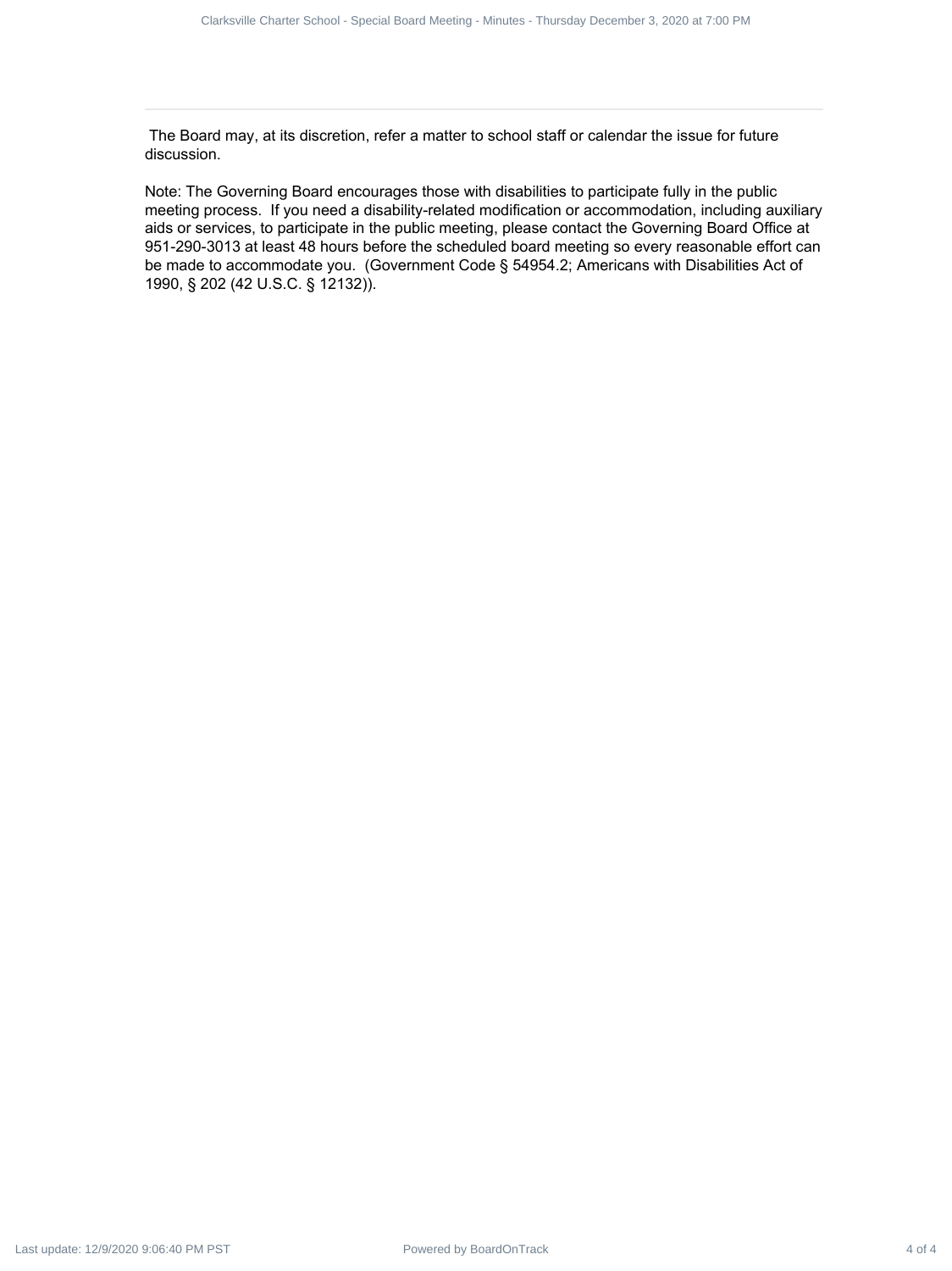The Board may, at its discretion, refer a matter to school staff or calendar the issue for future discussion.

Note: The Governing Board encourages those with disabilities to participate fully in the public meeting process. If you need a disability-related modification or accommodation, including auxiliary aids or services, to participate in the public meeting, please contact the Governing Board Office at 951-290-3013 at least 48 hours before the scheduled board meeting so every reasonable effort can be made to accommodate you. (Government Code § 54954.2; Americans with Disabilities Act of 1990, § 202 (42 U.S.C. § 12132)).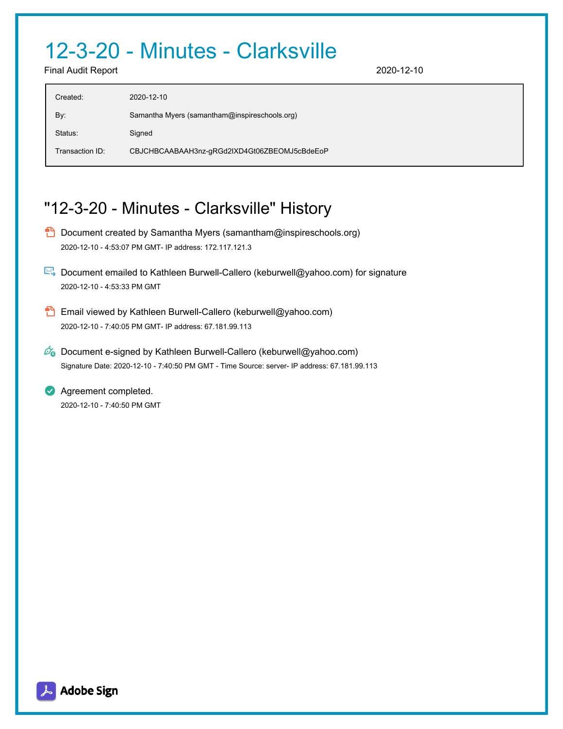# 12-3-20 - Minutes - Clarksville

Final Audit Report 2020-12-10

| | |
|---|---|
| Created: | 2020-12-10 |
| By: | Samantha Myers (samantham@inspireschools.org) |
| Status: | Signed |
| Transaction ID: | CBJCHBCAABAAH3nz-gRGd2IXD4Gt06ZBEOMJ5cBdeEoP |

## "12-3-20 - Minutes - Clarksville" History

- Document created by Samantha Myers (samantham@inspireschools.org)
  2020-12-10 - 4:53:07 PM GMT- IP address: 172.117.121.3

- Document emailed to Kathleen Burwell-Callero (keburwell@yahoo.com) for signature
  2020-12-10 - 4:53:33 PM GMT

- Email viewed by Kathleen Burwell-Callero (keburwell@yahoo.com)
  2020-12-10 - 7:40:05 PM GMT- IP address: 67.181.99.113

- Document e-signed by Kathleen Burwell-Callero (keburwell@yahoo.com)
  Signature Date: 2020-12-10 - 7:40:50 PM GMT - Time Source: server- IP address: 67.181.99.113

- Agreement completed.
  2020-12-10 - 7:40:50 PM GMT

Adobe Sign